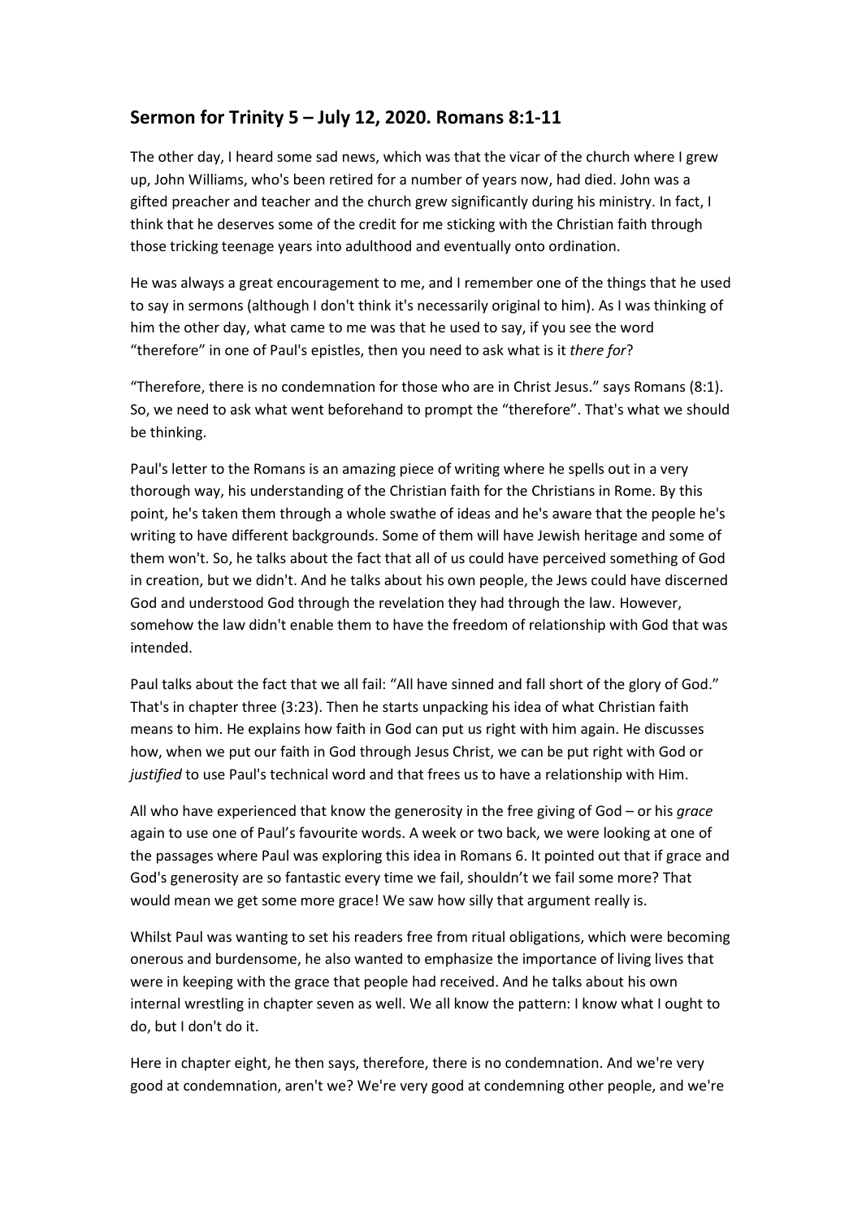## Sermon for Trinity 5 – July 12, 2020. Romans 8:1-11

The other day, I heard some sad news, which was that the vicar of the church where I grew up, John Williams, who's been retired for a number of years now, had died. John was a gifted preacher and teacher and the church grew significantly during his ministry. In fact, I think that he deserves some of the credit for me sticking with the Christian faith through those tricking teenage years into adulthood and eventually onto ordination.

He was always a great encouragement to me, and I remember one of the things that he used to say in sermons (although I don't think it's necessarily original to him). As I was thinking of him the other day, what came to me was that he used to say, if you see the word "therefore" in one of Paul's epistles, then you need to ask what is it *there for*?

"Therefore, there is no condemnation for those who are in Christ Jesus." says Romans (8:1). So, we need to ask what went beforehand to prompt the "therefore". That's what we should be thinking.

Paul's letter to the Romans is an amazing piece of writing where he spells out in a very thorough way, his understanding of the Christian faith for the Christians in Rome. By this point, he's taken them through a whole swathe of ideas and he's aware that the people he's writing to have different backgrounds. Some of them will have Jewish heritage and some of them won't. So, he talks about the fact that all of us could have perceived something of God in creation, but we didn't. And he talks about his own people, the Jews could have discerned God and understood God through the revelation they had through the law. However, somehow the law didn't enable them to have the freedom of relationship with God that was intended.

Paul talks about the fact that we all fail: "All have sinned and fall short of the glory of God." That's in chapter three (3:23). Then he starts unpacking his idea of what Christian faith means to him. He explains how faith in God can put us right with him again. He discusses how, when we put our faith in God through Jesus Christ, we can be put right with God or *justified* to use Paul's technical word and that frees us to have a relationship with Him.

All who have experienced that know the generosity in the free giving of God – or his *grace* again to use one of Paul's favourite words. A week or two back, we were looking at one of the passages where Paul was exploring this idea in Romans 6. It pointed out that if grace and God's generosity are so fantastic every time we fail, shouldn't we fail some more? That would mean we get some more grace! We saw how silly that argument really is.

Whilst Paul was wanting to set his readers free from ritual obligations, which were becoming onerous and burdensome, he also wanted to emphasize the importance of living lives that were in keeping with the grace that people had received. And he talks about his own internal wrestling in chapter seven as well. We all know the pattern: I know what I ought to do, but I don't do it.

Here in chapter eight, he then says, therefore, there is no condemnation. And we're very good at condemnation, aren't we? We're very good at condemning other people, and we're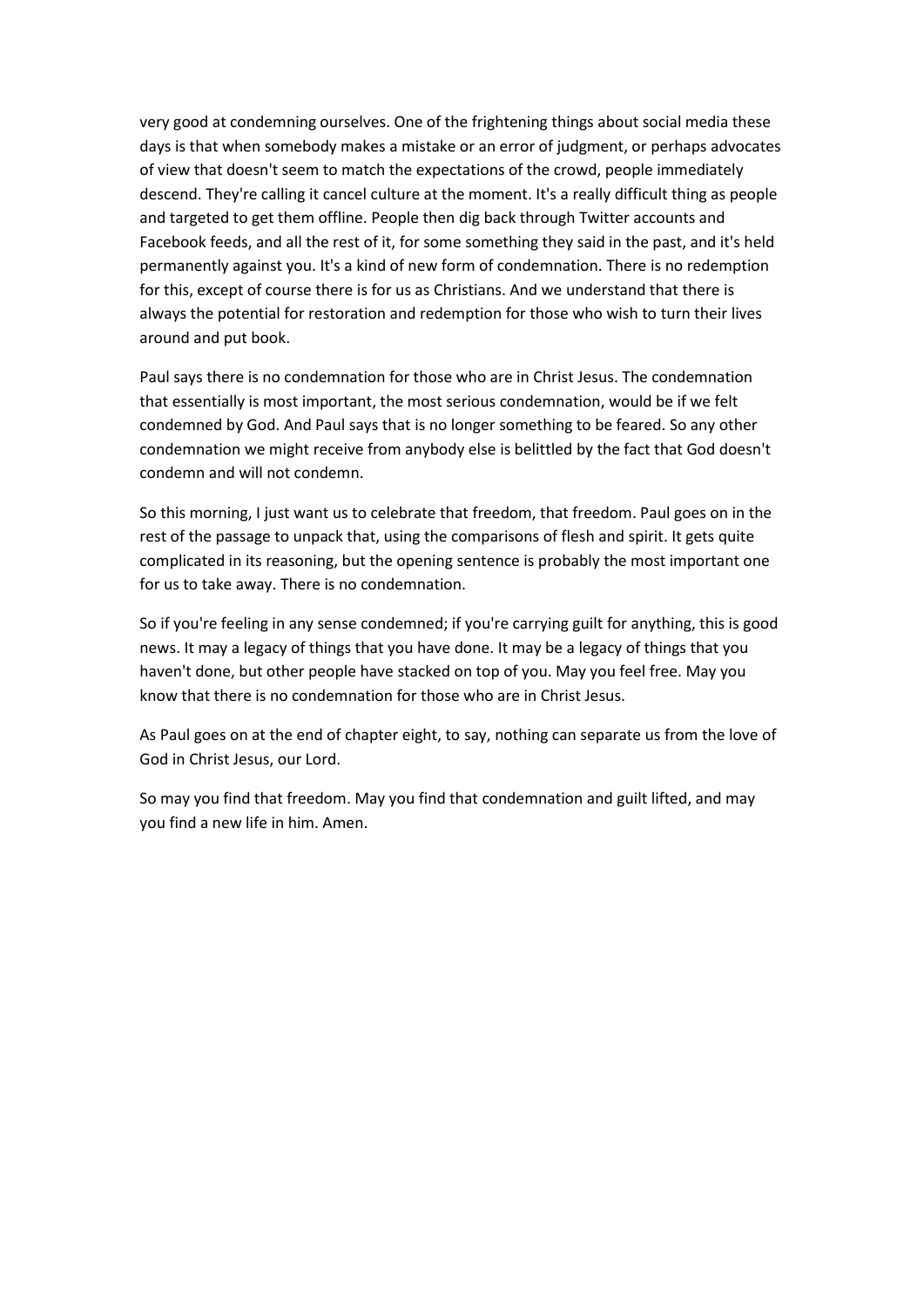very good at condemning ourselves. One of the frightening things about social media these days is that when somebody makes a mistake or an error of judgment, or perhaps advocates of view that doesn't seem to match the expectations of the crowd, people immediately descend. They're calling it cancel culture at the moment. It's a really difficult thing as people and targeted to get them offline. People then dig back through Twitter accounts and Facebook feeds, and all the rest of it, for some something they said in the past, and it's held permanently against you. It's a kind of new form of condemnation. There is no redemption for this, except of course there is for us as Christians. And we understand that there is always the potential for restoration and redemption for those who wish to turn their lives around and put book.

Paul says there is no condemnation for those who are in Christ Jesus. The condemnation that essentially is most important, the most serious condemnation, would be if we felt condemned by God. And Paul says that is no longer something to be feared. So any other condemnation we might receive from anybody else is belittled by the fact that God doesn't condemn and will not condemn.

So this morning, I just want us to celebrate that freedom, that freedom. Paul goes on in the rest of the passage to unpack that, using the comparisons of flesh and spirit. It gets quite complicated in its reasoning, but the opening sentence is probably the most important one for us to take away. There is no condemnation.

So if you're feeling in any sense condemned; if you're carrying guilt for anything, this is good news. It may a legacy of things that you have done. It may be a legacy of things that you haven't done, but other people have stacked on top of you. May you feel free. May you know that there is no condemnation for those who are in Christ Jesus.

As Paul goes on at the end of chapter eight, to say, nothing can separate us from the love of God in Christ Jesus, our Lord.

So may you find that freedom. May you find that condemnation and guilt lifted, and may you find a new life in him. Amen.